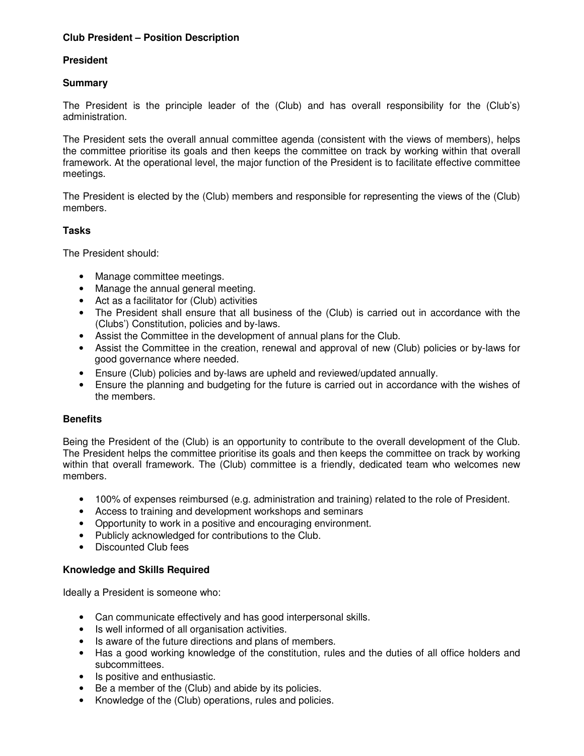# Club President – Position Description

## President

### Summary

The President is the principle leader of the (Club) and has overall responsibility for the (Club's) administration.

The President sets the overall annual committee agenda (consistent with the views of members), helps the committee prioritise its goals and then keeps the committee on track by working within that overall framework. At the operational level, the major function of the President is to facilitate effective committee meetings.

The President is elected by the (Club) members and responsible for representing the views of the (Club) members.

### Tasks

The President should:

- Manage committee meetings.
- Manage the annual general meeting.
- Act as a facilitator for (Club) activities
- The President shall ensure that all business of the (Club) is carried out in accordance with the (Clubs') Constitution, policies and by-laws.
- Assist the Committee in the development of annual plans for the Club.
- Assist the Committee in the creation, renewal and approval of new (Club) policies or by-laws for good governance where needed.
- Ensure (Club) policies and by-laws are upheld and reviewed/updated annually.
- Ensure the planning and budgeting for the future is carried out in accordance with the wishes of the members.

### Benefits

Being the President of the (Club) is an opportunity to contribute to the overall development of the Club. The President helps the committee prioritise its goals and then keeps the committee on track by working within that overall framework. The (Club) committee is a friendly, dedicated team who welcomes new members.

- 100% of expenses reimbursed (e.g. administration and training) related to the role of President.
- Access to training and development workshops and seminars
- Opportunity to work in a positive and encouraging environment.
- Publicly acknowledged for contributions to the Club.
- Discounted Club fees

### Knowledge and Skills Required

Ideally a President is someone who:

- Can communicate effectively and has good interpersonal skills.
- Is well informed of all organisation activities.
- Is aware of the future directions and plans of members.
- Has a good working knowledge of the constitution, rules and the duties of all office holders and subcommittees.
- Is positive and enthusiastic.
- Be a member of the (Club) and abide by its policies.
- Knowledge of the (Club) operations, rules and policies.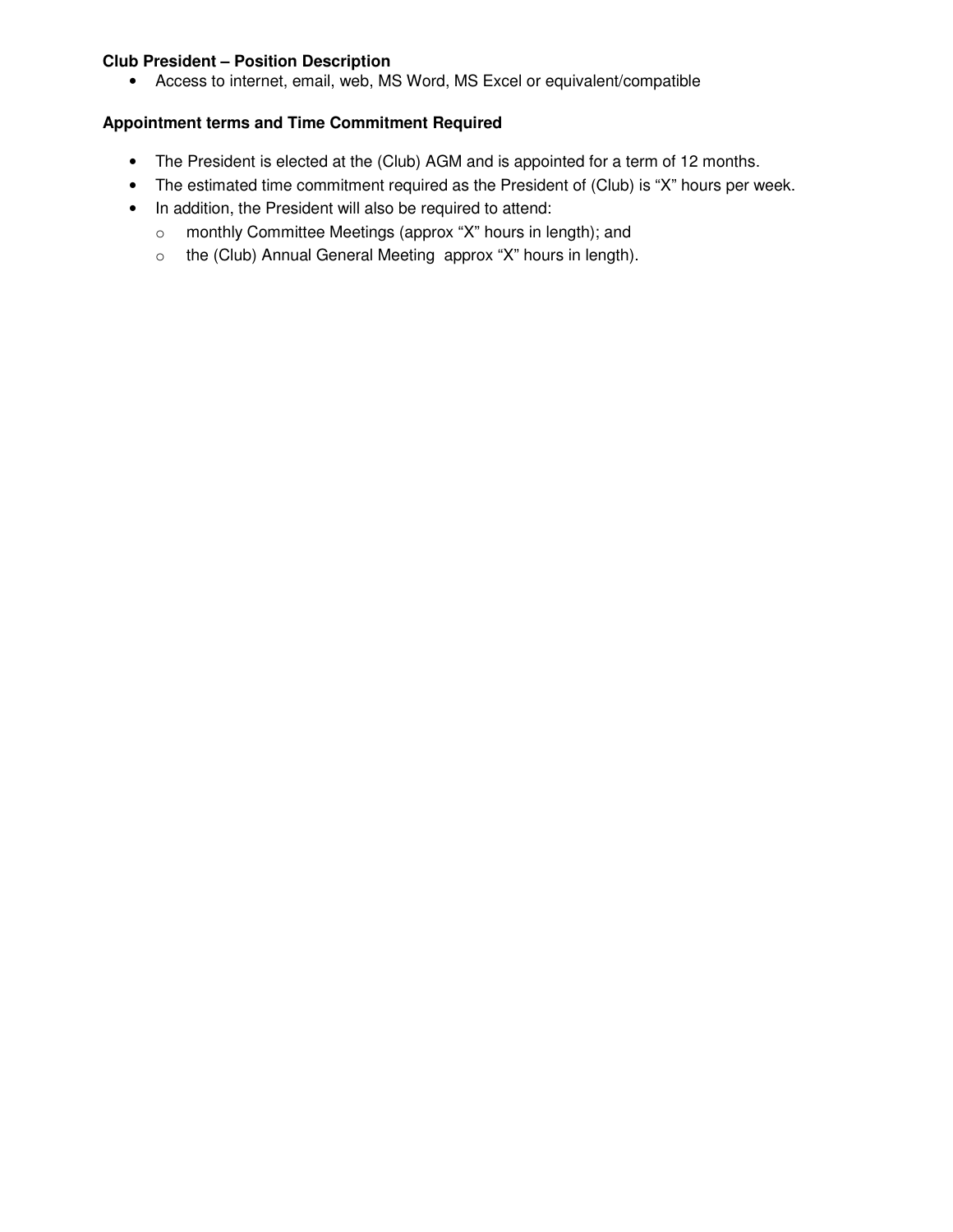- Access to internet, email, web, MS Word, MS Excel or equivalent/compatible

**Appointment terms and Time Commitment Required**

- The President is elected at the (Club) AGM and is appointed for a term of 12 months.
- The estimated time commitment required as the President of (Club) is "X" hours per week.
- In addition, the President will also be required to attend:
  - monthly Committee Meetings (approx "X" hours in length); and
  - the (Club) Annual General Meeting approx "X" hours in length).